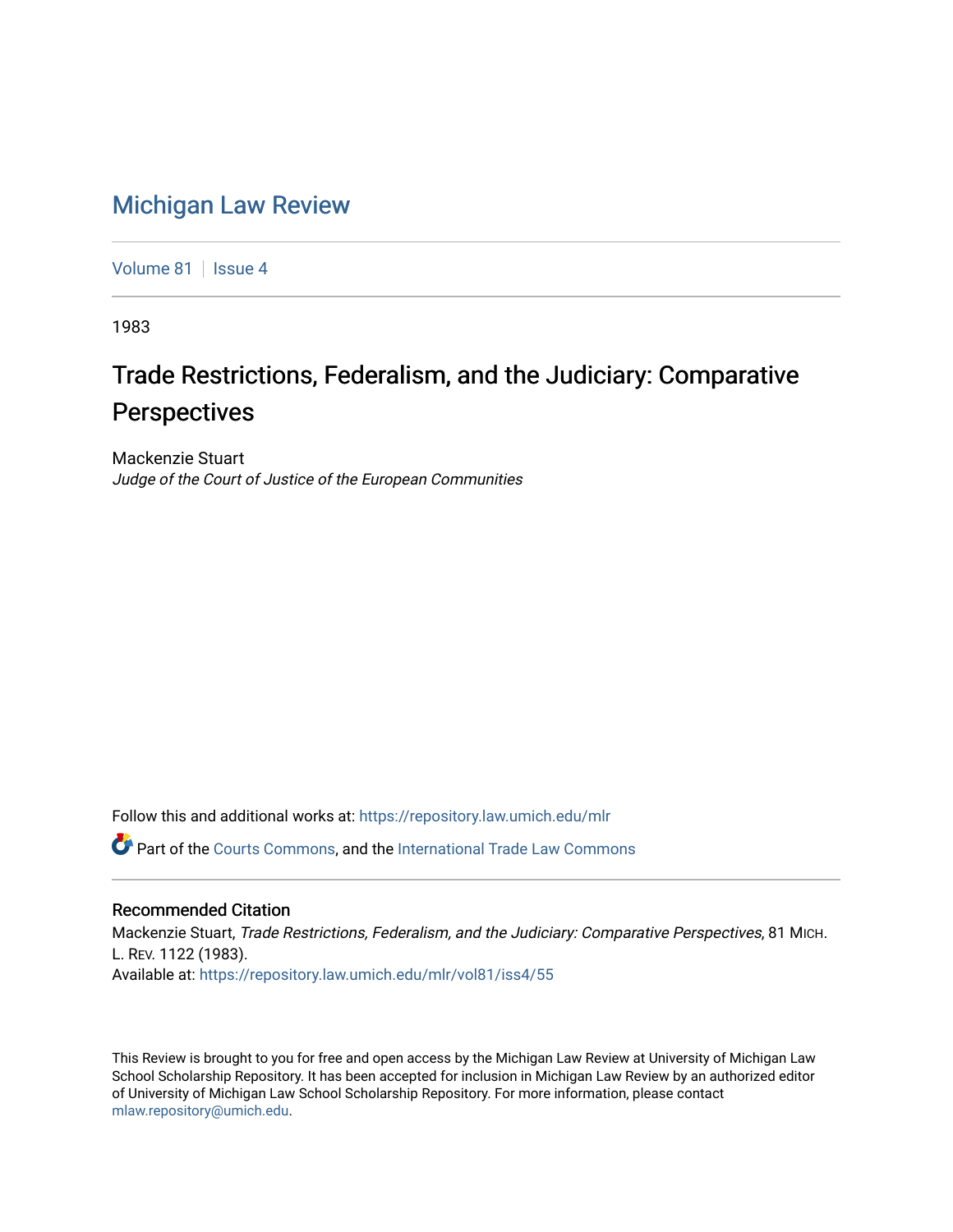# Michigan Law Review

Volume 81 | Issue 4

1983

## Trade Restrictions, Federalism, and the Judiciary: Comparative Perspectives

Mackenzie Stuart
*Judge of the Court of Justice of the European Communities*

Follow this and additional works at: https://repository.law.umich.edu/mlr

Part of the Courts Commons, and the International Trade Law Commons

### Recommended Citation

Mackenzie Stuart, *Trade Restrictions, Federalism, and the Judiciary: Comparative Perspectives*, 81 MICH. L. REV. 1122 (1983).
Available at: https://repository.law.umich.edu/mlr/vol81/iss4/55

This Review is brought to you for free and open access by the Michigan Law Review at University of Michigan Law School Scholarship Repository. It has been accepted for inclusion in Michigan Law Review by an authorized editor of University of Michigan Law School Scholarship Repository. For more information, please contact mlaw.repository@umich.edu.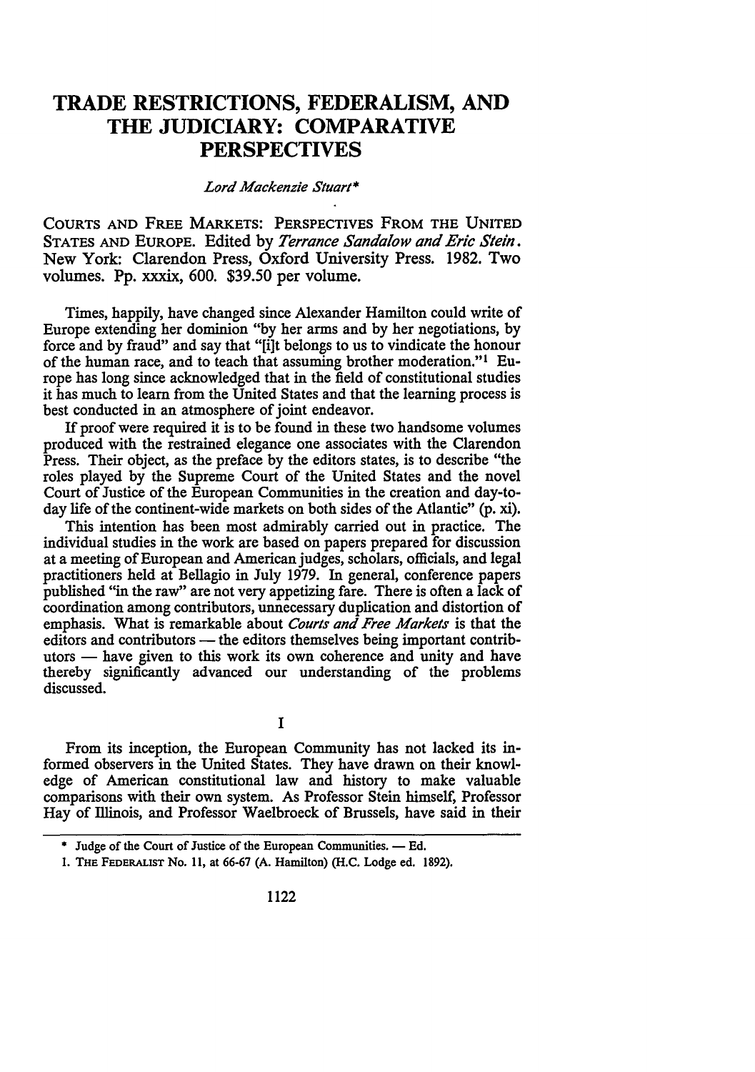# TRADE RESTRICTIONS, FEDERALISM, AND THE JUDICIARY: COMPARATIVE PERSPECTIVES

*Lord Mackenzie Stuart**

COURTS AND FREE MARKETS: PERSPECTIVES FROM THE UNITED STATES AND EUROPE. Edited by *Terrance Sandalow and Eric Stein*. New York: Clarendon Press, Oxford University Press. 1982. Two volumes. Pp. xxxix, 600. $39.50 per volume.

Times, happily, have changed since Alexander Hamilton could write of Europe extending her dominion "by her arms and by her negotiations, by force and by fraud" and say that "[i]t belongs to us to vindicate the honour of the human race, and to teach that assuming brother moderation."[1] Europe has long since acknowledged that in the field of constitutional studies it has much to learn from the United States and that the learning process is best conducted in an atmosphere of joint endeavor.

If proof were required it is to be found in these two handsome volumes produced with the restrained elegance one associates with the Clarendon Press. Their object, as the preface by the editors states, is to describe "the roles played by the Supreme Court of the United States and the novel Court of Justice of the European Communities in the creation and day-to-day life of the continent-wide markets on both sides of the Atlantic" (p. xi).

This intention has been most admirably carried out in practice. The individual studies in the work are based on papers prepared for discussion at a meeting of European and American judges, scholars, officials, and legal practitioners held at Bellagio in July 1979. In general, conference papers published "in the raw" are not very appetizing fare. There is often a lack of coordination among contributors, unnecessary duplication and distortion of emphasis. What is remarkable about *Courts and Free Markets* is that the editors and contributors — the editors themselves being important contributors — have given to this work its own coherence and unity and have thereby significantly advanced our understanding of the problems discussed.

## I

From its inception, the European Community has not lacked its informed observers in the United States. They have drawn on their knowledge of American constitutional law and history to make valuable comparisons with their own system. As Professor Stein himself, Professor Hay of Illinois, and Professor Waelbroeck of Brussels, have said in their

---

\* Judge of the Court of Justice of the European Communities. — Ed.

1. THE FEDERALIST No. 11, at 66-67 (A. Hamilton) (H.C. Lodge ed. 1892).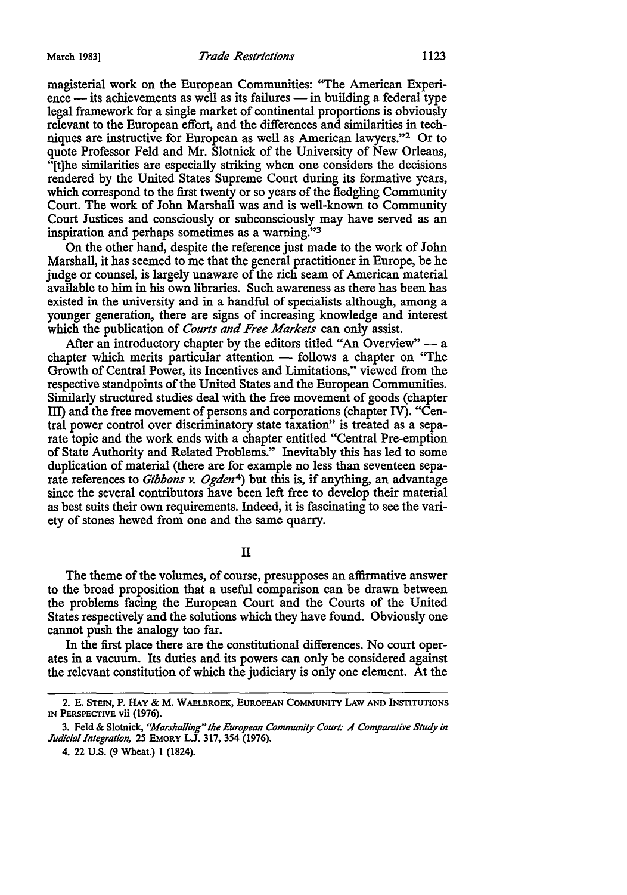magisterial work on the European Communities: "The American Experience — its achievements as well as its failures — in building a federal type legal framework for a single market of continental proportions is obviously relevant to the European effort, and the differences and similarities in techniques are instructive for European as well as American lawyers."[2] Or to quote Professor Feld and Mr. Slotnick of the University of New Orleans, "[t]he similarities are especially striking when one considers the decisions rendered by the United States Supreme Court during its formative years, which correspond to the first twenty or so years of the fledgling Community Court. The work of John Marshall was and is well-known to Community Court Justices and consciously or subconsciously may have served as an inspiration and perhaps sometimes as a warning."[3]

On the other hand, despite the reference just made to the work of John Marshall, it has seemed to me that the general practitioner in Europe, be he judge or counsel, is largely unaware of the rich seam of American material available to him in his own libraries. Such awareness as there has been has existed in the university and in a handful of specialists although, among a younger generation, there are signs of increasing knowledge and interest which the publication of *Courts and Free Markets* can only assist.

After an introductory chapter by the editors titled "An Overview" — a chapter which merits particular attention — follows a chapter on "The Growth of Central Power, its Incentives and Limitations," viewed from the respective standpoints of the United States and the European Communities. Similarly structured studies deal with the free movement of goods (chapter III) and the free movement of persons and corporations (chapter IV). "Central power control over discriminatory state taxation" is treated as a separate topic and the work ends with a chapter entitled "Central Pre-emption of State Authority and Related Problems." Inevitably this has led to some duplication of material (there are for example no less than seventeen separate references to *Gibbons v. Ogden*[4]) but this is, if anything, an advantage since the several contributors have been left free to develop their material as best suits their own requirements. Indeed, it is fascinating to see the variety of stones hewed from one and the same quarry.

## II

The theme of the volumes, of course, presupposes an affirmative answer to the broad proposition that a useful comparison can be drawn between the problems facing the European Court and the Courts of the United States respectively and the solutions which they have found. Obviously one cannot push the analogy too far.

In the first place there are the constitutional differences. No court operates in a vacuum. Its duties and its powers can only be considered against the relevant constitution of which the judiciary is only one element. At the

---

2. E. Stein, P. Hay & M. Waelbroek, European Community Law and Institutions in Perspective vii (1976).

3. Feld & Slotnick, *"Marshalling" the European Community Court: A Comparative Study in Judicial Integration,* 25 Emory L.J. 317, 354 (1976).

4. 22 U.S. (9 Wheat.) 1 (1824).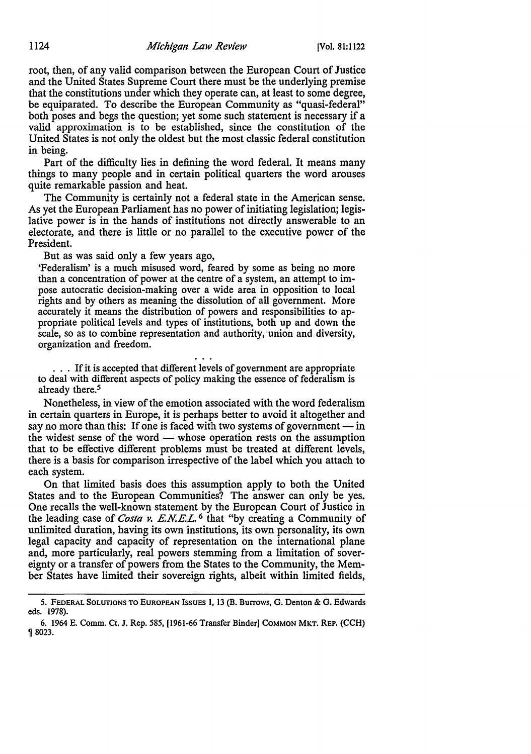root, then, of any valid comparison between the European Court of Justice and the United States Supreme Court there must be the underlying premise that the constitutions under which they operate can, at least to some degree, be equiparated. To describe the European Community as "quasi-federal" both poses and begs the question; yet some such statement is necessary if a valid approximation is to be established, since the constitution of the United States is not only the oldest but the most classic federal constitution in being.

Part of the difficulty lies in defining the word federal. It means many things to many people and in certain political quarters the word arouses quite remarkable passion and heat.

The Community is certainly not a federal state in the American sense. As yet the European Parliament has no power of initiating legislation; legislative power is in the hands of institutions not directly answerable to an electorate, and there is little or no parallel to the executive power of the President.

But as was said only a few years ago,

> 'Federalism' is a much misused word, feared by some as being no more than a concentration of power at the centre of a system, an attempt to impose autocratic decision-making over a wide area in opposition to local rights and by others as meaning the dissolution of all government. More accurately it means the distribution of powers and responsibilities to appropriate political levels and types of institutions, both up and down the scale, so as to combine representation and authority, union and diversity, organization and freedom.
>
> . . .
>
> . . . If it is accepted that different levels of government are appropriate to deal with different aspects of policy making the essence of federalism is already there.[5]

Nonetheless, in view of the emotion associated with the word federalism in certain quarters in Europe, it is perhaps better to avoid it altogether and say no more than this: If one is faced with two systems of government — in the widest sense of the word — whose operation rests on the assumption that to be effective different problems must be treated at different levels, there is a basis for comparison irrespective of the label which you attach to each system.

On that limited basis does this assumption apply to both the United States and to the European Communities? The answer can only be yes. One recalls the well-known statement by the European Court of Justice in the leading case of *Costa v. E.N.E.L.*[6] that "by creating a Community of unlimited duration, having its own institutions, its own personality, its own legal capacity and capacity of representation on the international plane and, more particularly, real powers stemming from a limitation of sovereignty or a transfer of powers from the States to the Community, the Member States have limited their sovereign rights, albeit within limited fields,

---

5. FEDERAL SOLUTIONS TO EUROPEAN ISSUES 1, 13 (B. Burrows, G. Denton & G. Edwards eds. 1978).

6. 1964 E. Comm. Ct. J. Rep. 585, [1961-66 Transfer Binder] COMMON MKT. REP. (CCH) ¶ 8023.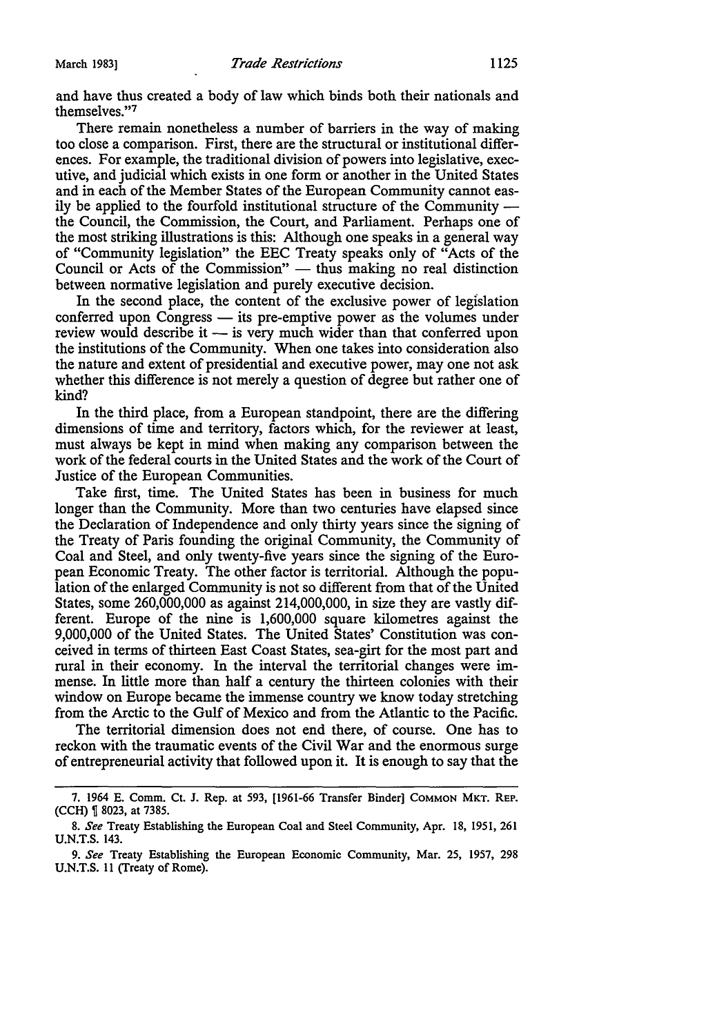and have thus created a body of law which binds both their nationals and themselves."[7]

There remain nonetheless a number of barriers in the way of making too close a comparison. First, there are the structural or institutional differences. For example, the traditional division of powers into legislative, executive, and judicial which exists in one form or another in the United States and in each of the Member States of the European Community cannot easily be applied to the fourfold institutional structure of the Community — the Council, the Commission, the Court, and Parliament. Perhaps one of the most striking illustrations is this: Although one speaks in a general way of "Community legislation" the EEC Treaty speaks only of "Acts of the Council or Acts of the Commission" — thus making no real distinction between normative legislation and purely executive decision.

In the second place, the content of the exclusive power of legislation conferred upon Congress — its pre-emptive power as the volumes under review would describe it — is very much wider than that conferred upon the institutions of the Community. When one takes into consideration also the nature and extent of presidential and executive power, may one not ask whether this difference is not merely a question of degree but rather one of kind?

In the third place, from a European standpoint, there are the differing dimensions of time and territory, factors which, for the reviewer at least, must always be kept in mind when making any comparison between the work of the federal courts in the United States and the work of the Court of Justice of the European Communities.

Take first, time. The United States has been in business for much longer than the Community. More than two centuries have elapsed since the Declaration of Independence and only thirty years since the signing of the Treaty of Paris founding the original Community, the Community of Coal and Steel, and only twenty-five years since the signing of the European Economic Treaty. The other factor is territorial. Although the population of the enlarged Community is not so different from that of the United States, some 260,000,000 as against 214,000,000, in size they are vastly different. Europe of the nine is 1,600,000 square kilometres against the 9,000,000 of the United States. The United States' Constitution was conceived in terms of thirteen East Coast States, sea-girt for the most part and rural in their economy. In the interval the territorial changes were immense. In little more than half a century the thirteen colonies with their window on Europe became the immense country we know today stretching from the Arctic to the Gulf of Mexico and from the Atlantic to the Pacific.

The territorial dimension does not end there, of course. One has to reckon with the traumatic events of the Civil War and the enormous surge of entrepreneurial activity that followed upon it. It is enough to say that the

---

7. 1964 E. Comm. Ct. J. Rep. at 593, [1961-66 Transfer Binder] COMMON MKT. REP. (CCH) ¶ 8023, at 7385.

8. *See* Treaty Establishing the European Coal and Steel Community, Apr. 18, 1951, 261 U.N.T.S. 143.

9. *See* Treaty Establishing the European Economic Community, Mar. 25, 1957, 298 U.N.T.S. 11 (Treaty of Rome).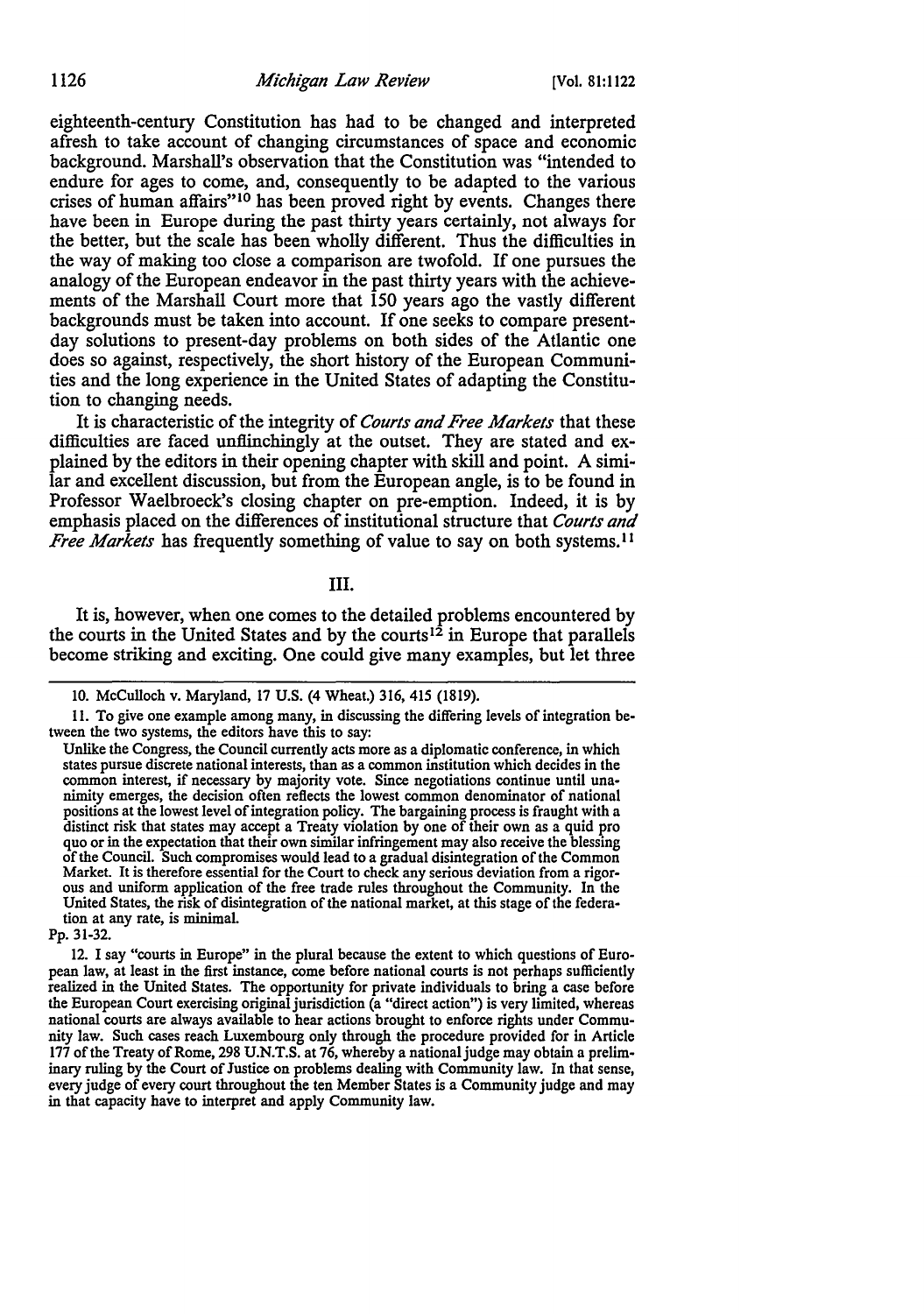eighteenth-century Constitution has had to be changed and interpreted afresh to take account of changing circumstances of space and economic background. Marshall's observation that the Constitution was "intended to endure for ages to come, and, consequently to be adapted to the various crises of human affairs"[10] has been proved right by events. Changes there have been in Europe during the past thirty years certainly, not always for the better, but the scale has been wholly different. Thus the difficulties in the way of making too close a comparison are twofold. If one pursues the analogy of the European endeavor in the past thirty years with the achievements of the Marshall Court more that 150 years ago the vastly different backgrounds must be taken into account. If one seeks to compare present-day solutions to present-day problems on both sides of the Atlantic one does so against, respectively, the short history of the European Communities and the long experience in the United States of adapting the Constitution to changing needs.

It is characteristic of the integrity of *Courts and Free Markets* that these difficulties are faced unflinchingly at the outset. They are stated and explained by the editors in their opening chapter with skill and point. A similar and excellent discussion, but from the European angle, is to be found in Professor Waelbroeck's closing chapter on pre-emption. Indeed, it is by emphasis placed on the differences of institutional structure that *Courts and Free Markets* has frequently something of value to say on both systems.[11]

## III.

It is, however, when one comes to the detailed problems encountered by the courts in the United States and by the courts[12] in Europe that parallels become striking and exciting. One could give many examples, but let three

---

10. McCulloch v. Maryland, 17 U.S. (4 Wheat.) 316, 415 (1819).

11. To give one example among many, in discussing the differing levels of integration between the two systems, the editors have this to say:

> Unlike the Congress, the Council currently acts more as a diplomatic conference, in which states pursue discrete national interests, than as a common institution which decides in the common interest, if necessary by majority vote. Since negotiations continue until unanimity emerges, the decision often reflects the lowest common denominator of national positions at the lowest level of integration policy. The bargaining process is fraught with a distinct risk that states may accept a Treaty violation by one of their own as a quid pro quo or in the expectation that their own similar infringement may also receive the blessing of the Council. Such compromises would lead to a gradual disintegration of the Common Market. It is therefore essential for the Court to check any serious deviation from a rigorous and uniform application of the free trade rules throughout the Community. In the United States, the risk of disintegration of the national market, at this stage of the federation at any rate, is minimal.

Pp. 31-32.

12. I say "courts in Europe" in the plural because the extent to which questions of European law, at least in the first instance, come before national courts is not perhaps sufficiently realized in the United States. The opportunity for private individuals to bring a case before the European Court exercising original jurisdiction (a "direct action") is very limited, whereas national courts are always available to hear actions brought to enforce rights under Community law. Such cases reach Luxembourg only through the procedure provided for in Article 177 of the Treaty of Rome, 298 U.N.T.S. at 76, whereby a national judge may obtain a preliminary ruling by the Court of Justice on problems dealing with Community law. In that sense, every judge of every court throughout the ten Member States is a Community judge and may in that capacity have to interpret and apply Community law.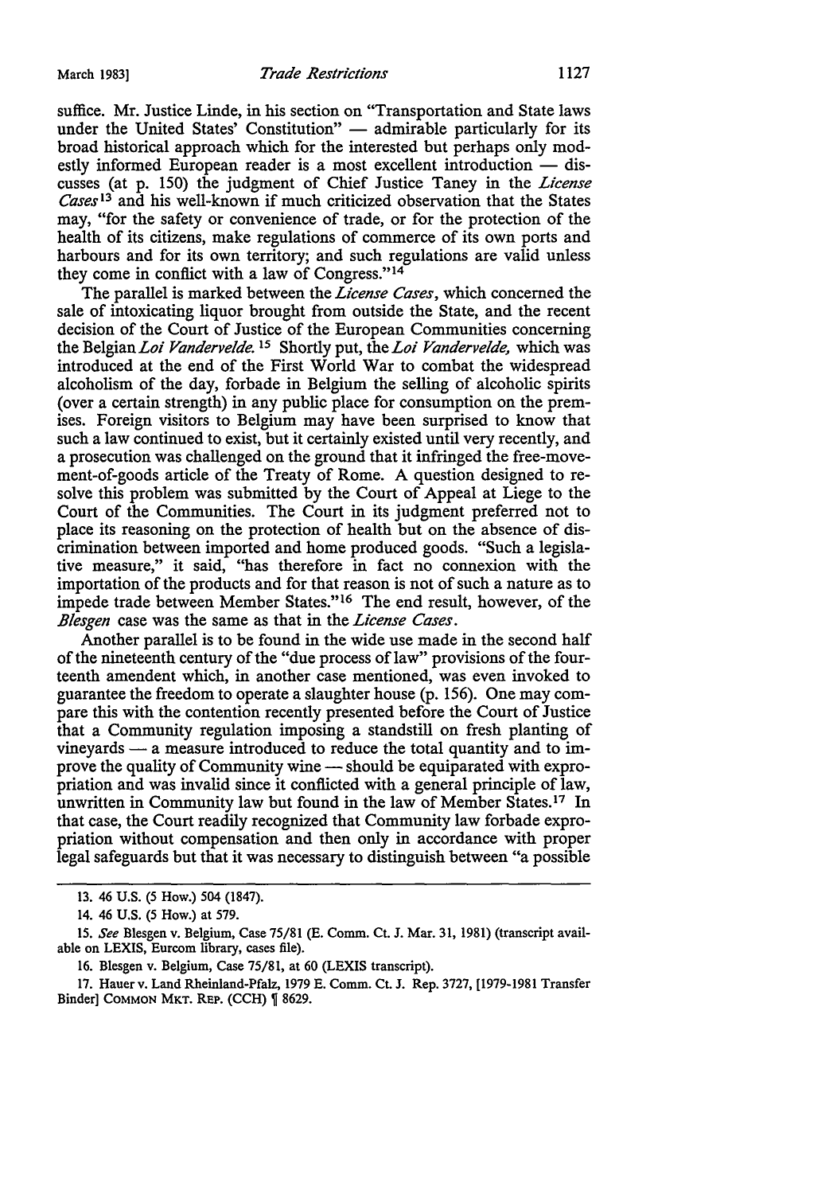suffice. Mr. Justice Linde, in his section on "Transportation and State laws under the United States' Constitution" — admirable particularly for its broad historical approach which for the interested but perhaps only modestly informed European reader is a most excellent introduction — discusses (at p. 150) the judgment of Chief Justice Taney in the *License Cases*[13] and his well-known if much criticized observation that the States may, "for the safety or convenience of trade, or for the protection of the health of its citizens, make regulations of commerce of its own ports and harbours and for its own territory; and such regulations are valid unless they come in conflict with a law of Congress."[14]

The parallel is marked between the *License Cases*, which concerned the sale of intoxicating liquor brought from outside the State, and the recent decision of the Court of Justice of the European Communities concerning the Belgian *Loi Vandervelde.*[15] Shortly put, the *Loi Vandervelde,* which was introduced at the end of the First World War to combat the widespread alcoholism of the day, forbade in Belgium the selling of alcoholic spirits (over a certain strength) in any public place for consumption on the premises. Foreign visitors to Belgium may have been surprised to know that such a law continued to exist, but it certainly existed until very recently, and a prosecution was challenged on the ground that it infringed the free-movement-of-goods article of the Treaty of Rome. A question designed to resolve this problem was submitted by the Court of Appeal at Liege to the Court of the Communities. The Court in its judgment preferred not to place its reasoning on the protection of health but on the absence of discrimination between imported and home produced goods. "Such a legislative measure," it said, "has therefore in fact no connexion with the importation of the products and for that reason is not of such a nature as to impede trade between Member States."[16] The end result, however, of the *Blesgen* case was the same as that in the *License Cases*.

Another parallel is to be found in the wide use made in the second half of the nineteenth century of the "due process of law" provisions of the fourteenth amendment which, in another case mentioned, was even invoked to guarantee the freedom to operate a slaughter house (p. 156). One may compare this with the contention recently presented before the Court of Justice that a Community regulation imposing a standstill on fresh planting of vineyards — a measure introduced to reduce the total quantity and to improve the quality of Community wine — should be equiparated with expropriation and was invalid since it conflicted with a general principle of law, unwritten in Community law but found in the law of Member States.[17] In that case, the Court readily recognized that Community law forbade expropriation without compensation and then only in accordance with proper legal safeguards but that it was necessary to distinguish between "a possible

---

13. 46 U.S. (5 How.) 504 (1847).

14. 46 U.S. (5 How.) at 579.

15. *See* Blesgen v. Belgium, Case 75/81 (E. Comm. Ct. J. Mar. 31, 1981) (transcript available on LEXIS, Eurcom library, cases file).

16. Blesgen v. Belgium, Case 75/81, at 60 (LEXIS transcript).

17. Hauer v. Land Rheinland-Pfalz, 1979 E. Comm. Ct. J. Rep. 3727, [1979-1981 Transfer Binder] COMMON MKT. REP. (CCH) ¶ 8629.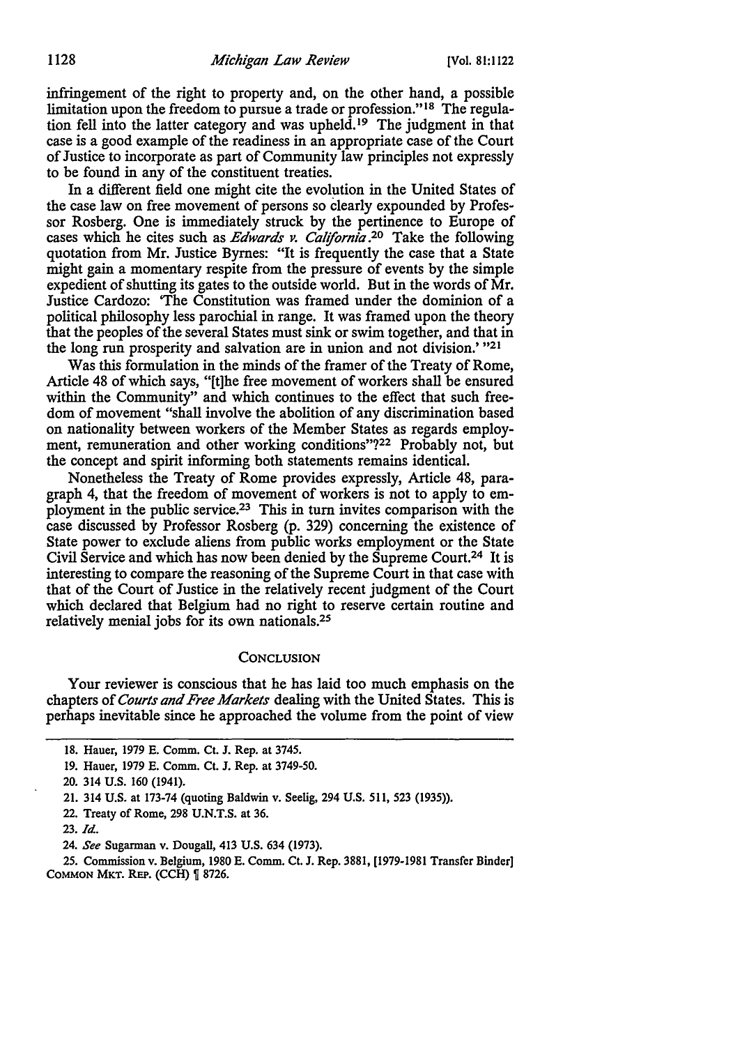infringement of the right to property and, on the other hand, a possible limitation upon the freedom to pursue a trade or profession."[18] The regulation fell into the latter category and was upheld.[19] The judgment in that case is a good example of the readiness in an appropriate case of the Court of Justice to incorporate as part of Community law principles not expressly to be found in any of the constituent treaties.

In a different field one might cite the evolution in the United States of the case law on free movement of persons so clearly expounded by Professor Rosberg. One is immediately struck by the pertinence to Europe of cases which he cites such as *Edwards v. California*.[20] Take the following quotation from Mr. Justice Byrnes: "It is frequently the case that a State might gain a momentary respite from the pressure of events by the simple expedient of shutting its gates to the outside world. But in the words of Mr. Justice Cardozo: 'The Constitution was framed under the dominion of a political philosophy less parochial in range. It was framed upon the theory that the peoples of the several States must sink or swim together, and that in the long run prosperity and salvation are in union and not division.' "[21]

Was this formulation in the minds of the framer of the Treaty of Rome, Article 48 of which says, "[t]he free movement of workers shall be ensured within the Community" and which continues to the effect that such freedom of movement "shall involve the abolition of any discrimination based on nationality between workers of the Member States as regards employment, remuneration and other working conditions"?[22] Probably not, but the concept and spirit informing both statements remains identical.

Nonetheless the Treaty of Rome provides expressly, Article 48, paragraph 4, that the freedom of movement of workers is not to apply to employment in the public service.[23] This in turn invites comparison with the case discussed by Professor Rosberg (p. 329) concerning the existence of State power to exclude aliens from public works employment or the State Civil Service and which has now been denied by the Supreme Court.[24] It is interesting to compare the reasoning of the Supreme Court in that case with that of the Court of Justice in the relatively recent judgment of the Court which declared that Belgium had no right to reserve certain routine and relatively menial jobs for its own nationals.[25]

## CONCLUSION

Your reviewer is conscious that he has laid too much emphasis on the chapters of *Courts and Free Markets* dealing with the United States. This is perhaps inevitable since he approached the volume from the point of view

---

18. Hauer, 1979 E. Comm. Ct. J. Rep. at 3745.

19. Hauer, 1979 E. Comm. Ct. J. Rep. at 3749-50.

20. 314 U.S. 160 (1941).

21. 314 U.S. at 173-74 (quoting Baldwin v. Seelig, 294 U.S. 511, 523 (1935)).

22. Treaty of Rome, 298 U.N.T.S. at 36.

23. *Id.*

24. *See* Sugarman v. Dougall, 413 U.S. 634 (1973).

25. Commission v. Belgium, 1980 E. Comm. Ct. J. Rep. 3881, [1979-1981 Transfer Binder] COMMON MKT. REP. (CCH) ¶ 8726.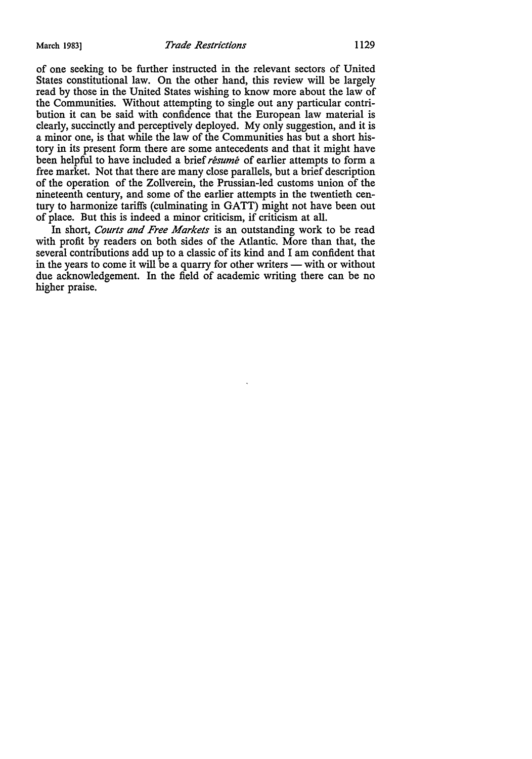of one seeking to be further instructed in the relevant sectors of United States constitutional law. On the other hand, this review will be largely read by those in the United States wishing to know more about the law of the Communities. Without attempting to single out any particular contribution it can be said with confidence that the European law material is clearly, succinctly and perceptively deployed. My only suggestion, and it is a minor one, is that while the law of the Communities has but a short history in its present form there are some antecedents and that it might have been helpful to have included a brief *résumé* of earlier attempts to form a free market. Not that there are many close parallels, but a brief description of the operation of the Zollverein, the Prussian-led customs union of the nineteenth century, and some of the earlier attempts in the twentieth century to harmonize tariffs (culminating in GATT) might not have been out of place. But this is indeed a minor criticism, if criticism at all.

In short, *Courts and Free Markets* is an outstanding work to be read with profit by readers on both sides of the Atlantic. More than that, the several contributions add up to a classic of its kind and I am confident that in the years to come it will be a quarry for other writers — with or without due acknowledgement. In the field of academic writing there can be no higher praise.